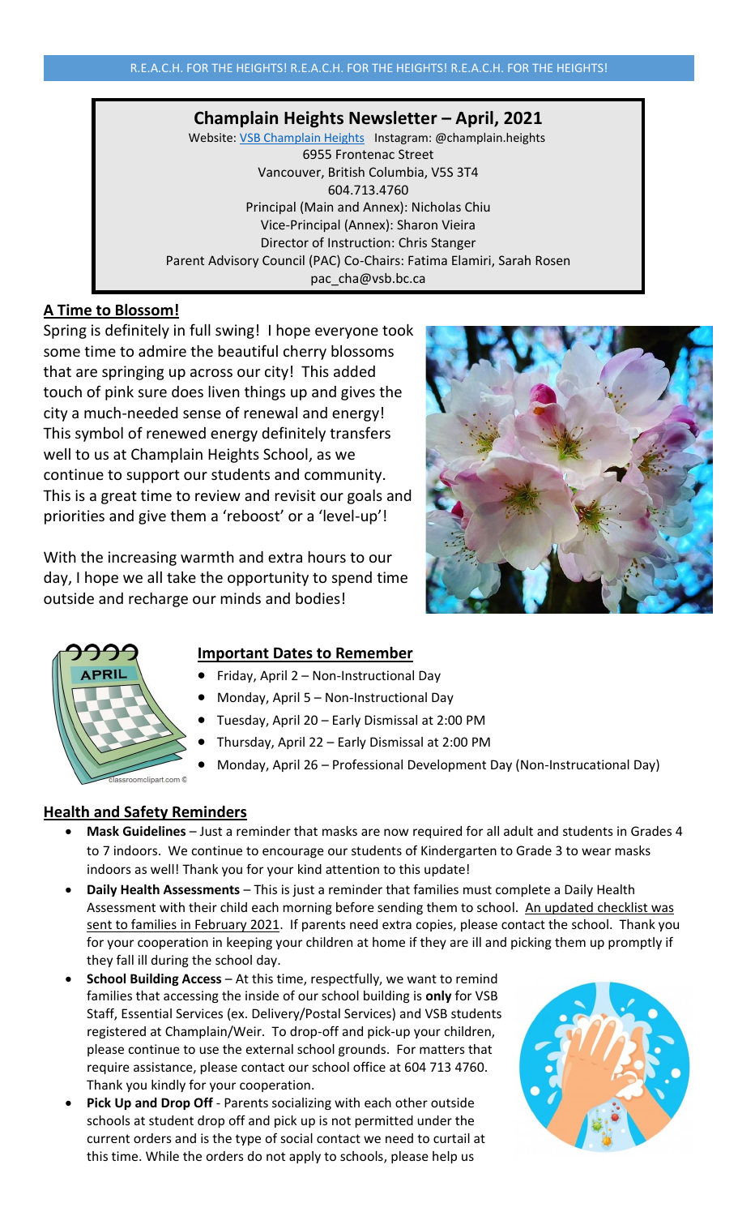R.E.A.C.H. FOR THE HEIGHTS! R.E.A.C.H. FOR THE HEIGHTS! R.E.A.C.H. FOR THE HEIGHTS!

# Champlain Heights Newsletter – April, 2021

Website: VSB Champlain Heights Instagram: @champlain.heights
6955 Frontenac Street
Vancouver, British Columbia, V5S 3T4
604.713.4760
Principal (Main and Annex): Nicholas Chiu
Vice-Principal (Annex): Sharon Vieira
Director of Instruction: Chris Stanger
Parent Advisory Council (PAC) Co-Chairs: Fatima Elamiri, Sarah Rosen
pac_cha@vsb.bc.ca

## A Time to Blossom!

Spring is definitely in full swing! I hope everyone took some time to admire the beautiful cherry blossoms that are springing up across our city! This added touch of pink sure does liven things up and gives the city a much-needed sense of renewal and energy! This symbol of renewed energy definitely transfers well to us at Champlain Heights School, as we continue to support our students and community. This is a great time to review and revisit our goals and priorities and give them a 'reboost' or a 'level-up'!

With the increasing warmth and extra hours to our day, I hope we all take the opportunity to spend time outside and recharge our minds and bodies!

## Important Dates to Remember

- Friday, April 2 – Non-Instructional Day
- Monday, April 5 – Non-Instructional Day
- Tuesday, April 20 – Early Dismissal at 2:00 PM
- Thursday, April 22 – Early Dismissal at 2:00 PM
- Monday, April 26 – Professional Development Day (Non-Instrucational Day)

## Health and Safety Reminders

- **Mask Guidelines** – Just a reminder that masks are now required for all adult and students in Grades 4 to 7 indoors. We continue to encourage our students of Kindergarten to Grade 3 to wear masks indoors as well! Thank you for your kind attention to this update!
- **Daily Health Assessments** – This is just a reminder that families must complete a Daily Health Assessment with their child each morning before sending them to school. An updated checklist was sent to families in February 2021. If parents need extra copies, please contact the school. Thank you for your cooperation in keeping your children at home if they are ill and picking them up promptly if they fall ill during the school day.
- **School Building Access** – At this time, respectfully, we want to remind families that accessing the inside of our school building is **only** for VSB Staff, Essential Services (ex. Delivery/Postal Services) and VSB students registered at Champlain/Weir. To drop-off and pick-up your children, please continue to use the external school grounds. For matters that require assistance, please contact our school office at 604 713 4760. Thank you kindly for your cooperation.
- **Pick Up and Drop Off** - Parents socializing with each other outside schools at student drop off and pick up is not permitted under the current orders and is the type of social contact we need to curtail at this time. While the orders do not apply to schools, please help us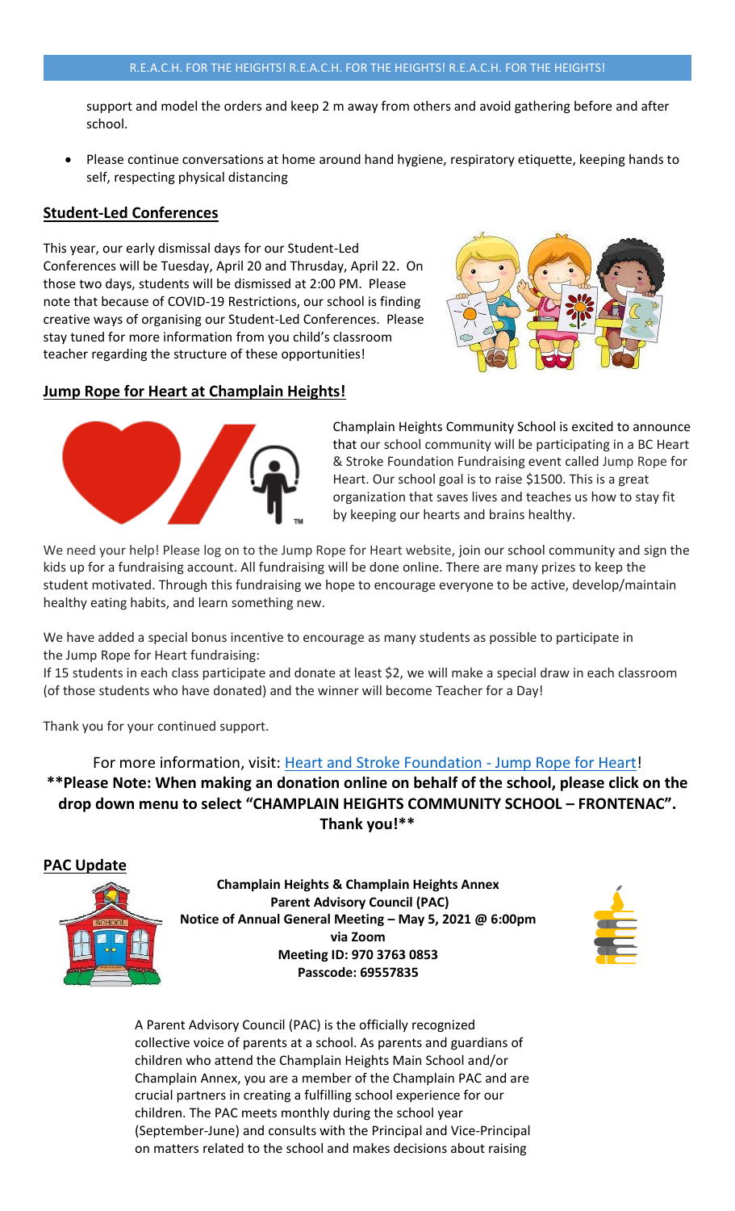support and model the orders and keep 2 m away from others and avoid gathering before and after school.

- Please continue conversations at home around hand hygiene, respiratory etiquette, keeping hands to self, respecting physical distancing

## Student-Led Conferences

This year, our early dismissal days for our Student-Led Conferences will be Tuesday, April 20 and Thrusday, April 22. On those two days, students will be dismissed at 2:00 PM. Please note that because of COVID-19 Restrictions, our school is finding creative ways of organising our Student-Led Conferences. Please stay tuned for more information from you child's classroom teacher regarding the structure of these opportunities!

## Jump Rope for Heart at Champlain Heights!

Champlain Heights Community School is excited to announce that our school community will be participating in a BC Heart & Stroke Foundation Fundraising event called Jump Rope for Heart. Our school goal is to raise $1500. This is a great organization that saves lives and teaches us how to stay fit by keeping our hearts and brains healthy.

We need your help! Please log on to the Jump Rope for Heart website, join our school community and sign the kids up for a fundraising account. All fundraising will be done online. There are many prizes to keep the student motivated. Through this fundraising we hope to encourage everyone to be active, develop/maintain healthy eating habits, and learn something new.

We have added a special bonus incentive to encourage as many students as possible to participate in the Jump Rope for Heart fundraising:
If 15 students in each class participate and donate at least $2, we will make a special draw in each classroom (of those students who have donated) and the winner will become Teacher for a Day!

Thank you for your continued support.

For more information, visit: Heart and Stroke Foundation - Jump Rope for Heart!

**\*\*Please Note: When making an donation online on behalf of the school, please click on the drop down menu to select "CHAMPLAIN HEIGHTS COMMUNITY SCHOOL – FRONTENAC". Thank you!\*\***

## PAC Update

**Champlain Heights & Champlain Heights Annex**
**Parent Advisory Council (PAC)**
**Notice of Annual General Meeting – May 5, 2021 @ 6:00pm**
**via Zoom**
**Meeting ID: 970 3763 0853**
**Passcode: 69557835**

A Parent Advisory Council (PAC) is the officially recognized collective voice of parents at a school. As parents and guardians of children who attend the Champlain Heights Main School and/or Champlain Annex, you are a member of the Champlain PAC and are crucial partners in creating a fulfilling school experience for our children. The PAC meets monthly during the school year (September-June) and consults with the Principal and Vice-Principal on matters related to the school and makes decisions about raising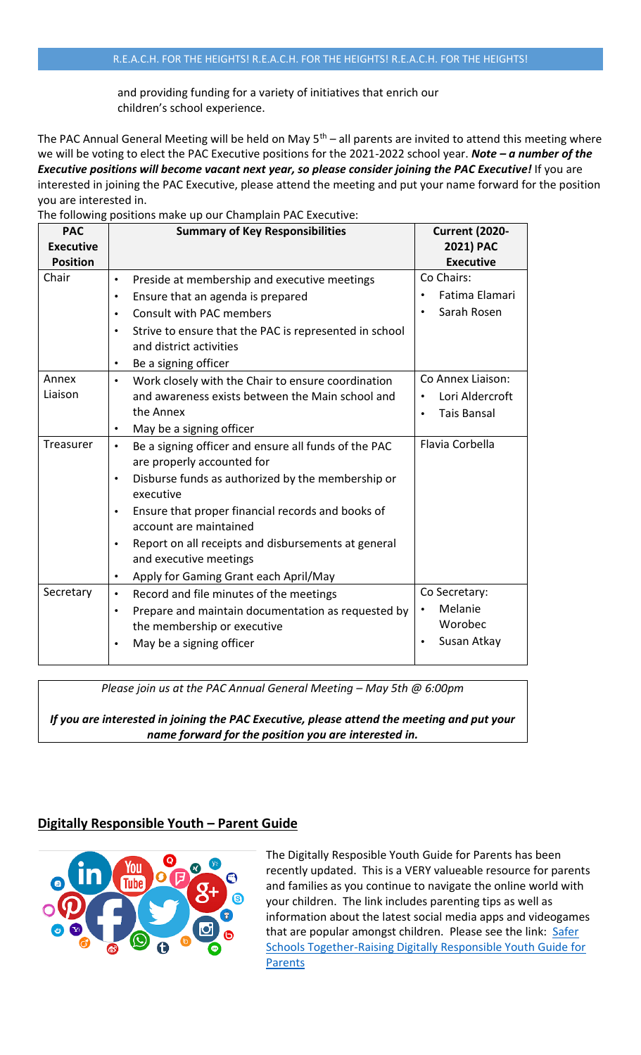and providing funding for a variety of initiatives that enrich our children's school experience.

The PAC Annual General Meeting will be held on May 5th – all parents are invited to attend this meeting where we will be voting to elect the PAC Executive positions for the 2021-2022 school year. ***Note – a number of the Executive positions will become vacant next year, so please consider joining the PAC Executive!*** If you are interested in joining the PAC Executive, please attend the meeting and put your name forward for the position you are interested in.

The following positions make up our Champlain PAC Executive:

| PAC Executive Position | Summary of Key Responsibilities | Current (2020-2021) PAC Executive |
|---|---|---|
| Chair | • Preside at membership and executive meetings<br>• Ensure that an agenda is prepared<br>• Consult with PAC members<br>• Strive to ensure that the PAC is represented in school and district activities<br>• Be a signing officer | Co Chairs:<br>• Fatima Elamari<br>• Sarah Rosen |
| Annex Liaison | • Work closely with the Chair to ensure coordination and awareness exists between the Main school and the Annex<br>• May be a signing officer | Co Annex Liaison:<br>• Lori Aldercroft<br>• Tais Bansal |
| Treasurer | • Be a signing officer and ensure all funds of the PAC are properly accounted for<br>• Disburse funds as authorized by the membership or executive<br>• Ensure that proper financial records and books of account are maintained<br>• Report on all receipts and disbursements at general and executive meetings<br>• Apply for Gaming Grant each April/May | Flavia Corbella |
| Secretary | • Record and file minutes of the meetings<br>• Prepare and maintain documentation as requested by the membership or executive<br>• May be a signing officer | Co Secretary:<br>• Melanie Worobec<br>• Susan Atkay |

*Please join us at the PAC Annual General Meeting – May 5th @ 6:00pm*

***If you are interested in joining the PAC Executive, please attend the meeting and put your name forward for the position you are interested in.***

## Digitally Responsible Youth – Parent Guide

The Digitally Resposible Youth Guide for Parents has been recently updated. This is a VERY valueable resource for parents and families as you continue to navigate the online world with your children. The link includes parenting tips as well as information about the latest social media apps and videogames that are popular amongst children. Please see the link: Safer Schools Together-Raising Digitally Responsible Youth Guide for Parents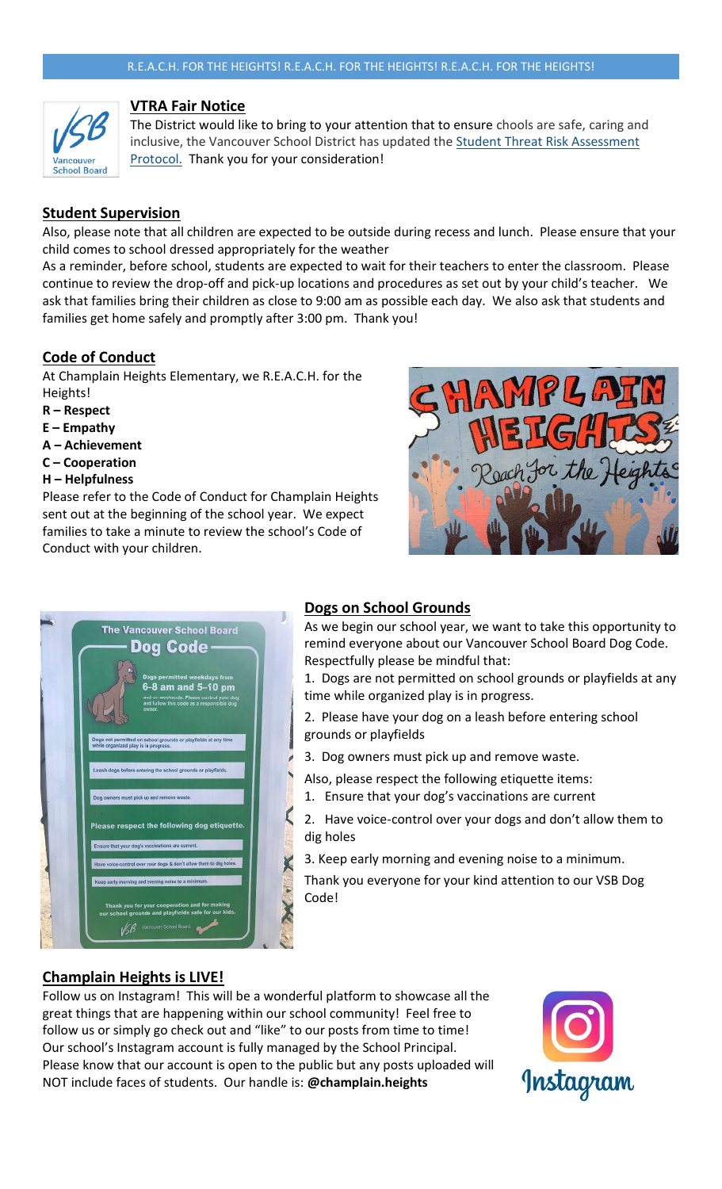## VTRA Fair Notice

The District would like to bring to your attention that to ensure chools are safe, caring and inclusive, the Vancouver School District has updated the Student Threat Risk Assessment Protocol. Thank you for your consideration!

## Student Supervision

Also, please note that all children are expected to be outside during recess and lunch. Please ensure that your child comes to school dressed appropriately for the weather

As a reminder, before school, students are expected to wait for their teachers to enter the classroom. Please continue to review the drop-off and pick-up locations and procedures as set out by your child's teacher. We ask that families bring their children as close to 9:00 am as possible each day. We also ask that students and families get home safely and promptly after 3:00 pm. Thank you!

## Code of Conduct

At Champlain Heights Elementary, we R.E.A.C.H. for the Heights!

**R – Respect**
**E – Empathy**
**A – Achievement**
**C – Cooperation**
**H – Helpfulness**

Please refer to the Code of Conduct for Champlain Heights sent out at the beginning of the school year. We expect families to take a minute to review the school's Code of Conduct with your children.

## Dogs on School Grounds

As we begin our school year, we want to take this opportunity to remind everyone about our Vancouver School Board Dog Code. Respectfully please be mindful that:

1. Dogs are not permitted on school grounds or playfields at any time while organized play is in progress.
2. Please have your dog on a leash before entering school grounds or playfields
3. Dog owners must pick up and remove waste.

Also, please respect the following etiquette items:

1. Ensure that your dog's vaccinations are current
2. Have voice-control over your dogs and don't allow them to dig holes
3. Keep early morning and evening noise to a minimum.

Thank you everyone for your kind attention to our VSB Dog Code!

## Champlain Heights is LIVE!

Follow us on Instagram! This will be a wonderful platform to showcase all the great things that are happening within our school community! Feel free to follow us or simply go check out and "like" to our posts from time to time! Our school's Instagram account is fully managed by the School Principal. Please know that our account is open to the public but any posts uploaded will NOT include faces of students. Our handle is: **@champlain.heights**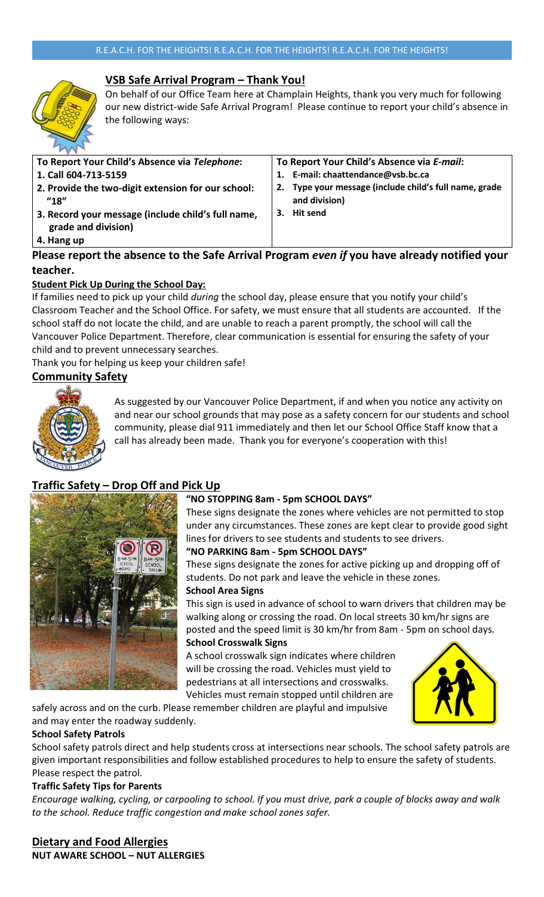R.E.A.C.H. FOR THE HEIGHTS! R.E.A.C.H. FOR THE HEIGHTS! R.E.A.C.H. FOR THE HEIGHTS!

## VSB Safe Arrival Program – Thank You!

On behalf of our Office Team here at Champlain Heights, thank you very much for following our new district-wide Safe Arrival Program! Please continue to report your child's absence in the following ways:

| To Report Your Child's Absence via *Telephone*: | To Report Your Child's Absence via *E-mail*: |
|---|---|
| 1. Call 604-713-5159 | 1. E-mail: chaattendance@vsb.bc.ca |
| 2. Provide the two-digit extension for our school: "18" | 2. Type your message (include child's full name, grade and division) |
| 3. Record your message (include child's full name, grade and division) | 3. Hit send |
| 4. Hang up | |

**Please report the absence to the Safe Arrival Program *even if* you have already notified your teacher.**

**Student Pick Up During the School Day:**

If families need to pick up your child *during* the school day, please ensure that you notify your child's Classroom Teacher and the School Office. For safety, we must ensure that all students are accounted. If the school staff do not locate the child, and are unable to reach a parent promptly, the school will call the Vancouver Police Department. Therefore, clear communication is essential for ensuring the safety of your child and to prevent unnecessary searches.

Thank you for helping us keep your children safe!

## Community Safety

As suggested by our Vancouver Police Department, if and when you notice any activity on and near our school grounds that may pose as a safety concern for our students and school community, please dial 911 immediately and then let our School Office Staff know that a call has already been made. Thank you for everyone's cooperation with this!

## Traffic Safety – Drop Off and Pick Up

**"NO STOPPING 8am - 5pm SCHOOL DAYS"**

These signs designate the zones where vehicles are not permitted to stop under any circumstances. These zones are kept clear to provide good sight lines for drivers to see students and students to see drivers.

**"NO PARKING 8am - 5pm SCHOOL DAYS"**

These signs designate the zones for active picking up and dropping off of students. Do not park and leave the vehicle in these zones.

**School Area Signs**

This sign is used in advance of school to warn drivers that children may be walking along or crossing the road. On local streets 30 km/hr signs are posted and the speed limit is 30 km/hr from 8am - 5pm on school days.

**School Crosswalk Signs**

A school crosswalk sign indicates where children will be crossing the road. Vehicles must yield to pedestrians at all intersections and crosswalks. Vehicles must remain stopped until children are safely across and on the curb. Please remember children are playful and impulsive and may enter the roadway suddenly.

**School Safety Patrols**

School safety patrols direct and help students cross at intersections near schools. The school safety patrols are given important responsibilities and follow established procedures to help to ensure the safety of students. Please respect the patrol.

**Traffic Safety Tips for Parents**

*Encourage walking, cycling, or carpooling to school. If you must drive, park a couple of blocks away and walk to the school. Reduce traffic congestion and make school zones safer.*

## Dietary and Food Allergies

**NUT AWARE SCHOOL – NUT ALLERGIES**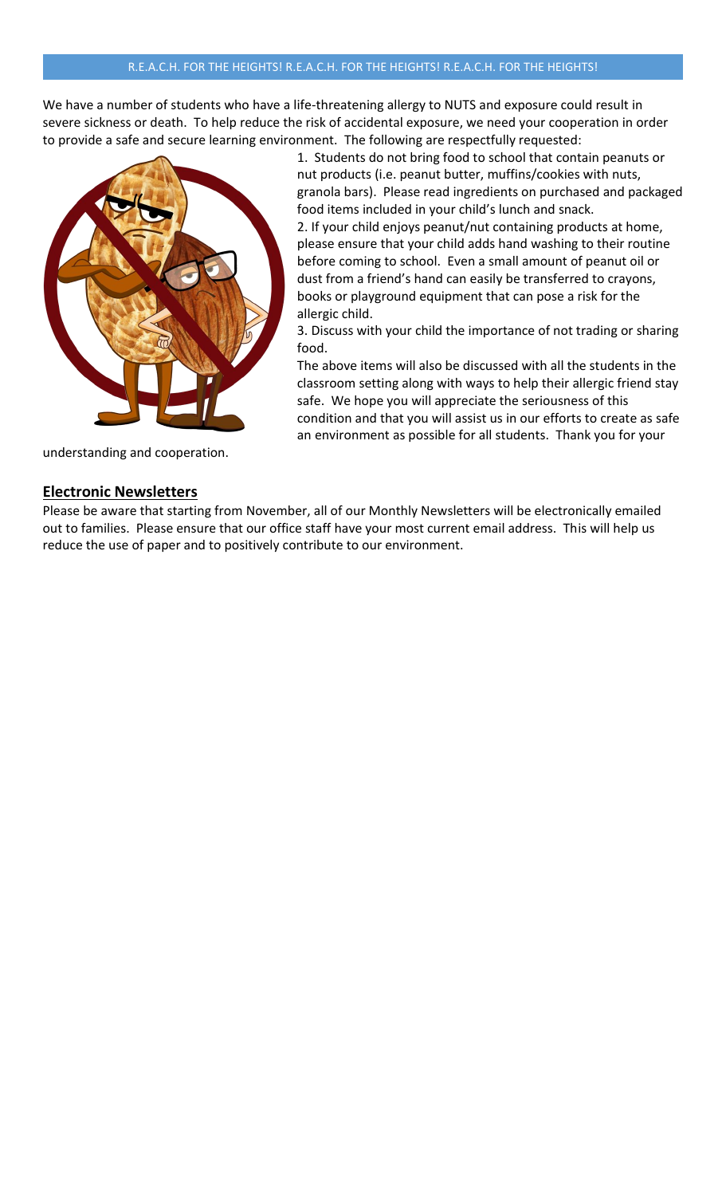We have a number of students who have a life-threatening allergy to NUTS and exposure could result in severe sickness or death. To help reduce the risk of accidental exposure, we need your cooperation in order to provide a safe and secure learning environment. The following are respectfully requested:

1. Students do not bring food to school that contain peanuts or nut products (i.e. peanut butter, muffins/cookies with nuts, granola bars). Please read ingredients on purchased and packaged food items included in your child's lunch and snack.
2. If your child enjoys peanut/nut containing products at home, please ensure that your child adds hand washing to their routine before coming to school. Even a small amount of peanut oil or dust from a friend's hand can easily be transferred to crayons, books or playground equipment that can pose a risk for the allergic child.
3. Discuss with your child the importance of not trading or sharing food.

The above items will also be discussed with all the students in the classroom setting along with ways to help their allergic friend stay safe. We hope you will appreciate the seriousness of this condition and that you will assist us in our efforts to create as safe an environment as possible for all students. Thank you for your understanding and cooperation.

## Electronic Newsletters

Please be aware that starting from November, all of our Monthly Newsletters will be electronically emailed out to families. Please ensure that our office staff have your most current email address. This will help us reduce the use of paper and to positively contribute to our environment.